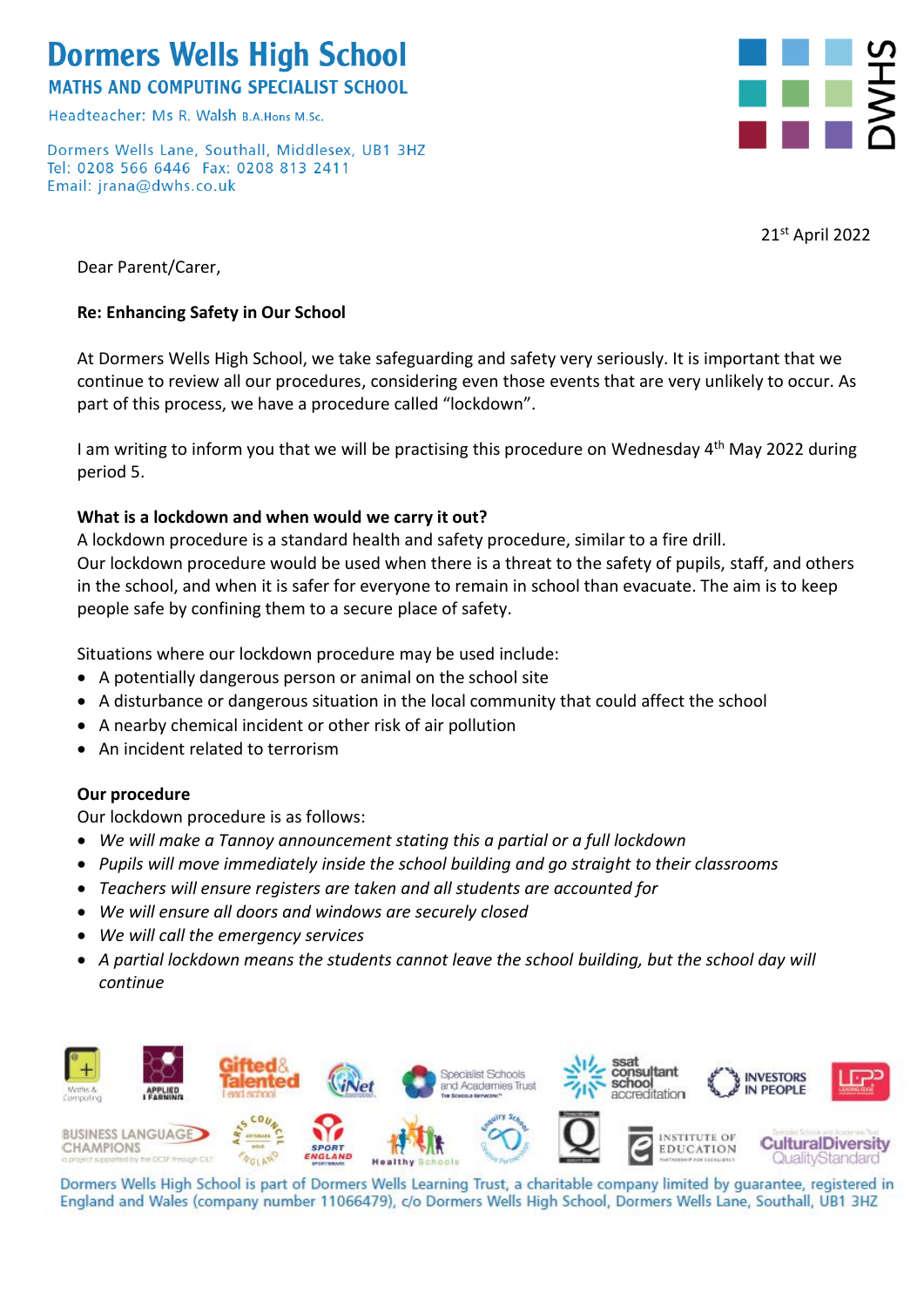# Dormers Wells High School

**MATHS AND COMPUTING SPECIALIST SCHOOL**

Headteacher: Ms R. Walsh B.A.Hons M.Sc.

Dormers Wells Lane, Southall, Middlesex, UB1 3HZ
Tel: 0208 566 6446 Fax: 0208 813 2411
Email: jrana@dwhs.co.uk

DWHS

21st April 2022

Dear Parent/Carer,

**Re: Enhancing Safety in Our School**

At Dormers Wells High School, we take safeguarding and safety very seriously. It is important that we continue to review all our procedures, considering even those events that are very unlikely to occur. As part of this process, we have a procedure called "lockdown".

I am writing to inform you that we will be practising this procedure on Wednesday 4th May 2022 during period 5.

**What is a lockdown and when would we carry it out?**

A lockdown procedure is a standard health and safety procedure, similar to a fire drill.
Our lockdown procedure would be used when there is a threat to the safety of pupils, staff, and others in the school, and when it is safer for everyone to remain in school than evacuate. The aim is to keep people safe by confining them to a secure place of safety.

Situations where our lockdown procedure may be used include:

- A potentially dangerous person or animal on the school site
- A disturbance or dangerous situation in the local community that could affect the school
- A nearby chemical incident or other risk of air pollution
- An incident related to terrorism

**Our procedure**

Our lockdown procedure is as follows:

- *We will make a Tannoy announcement stating this a partial or a full lockdown*
- *Pupils will move immediately inside the school building and go straight to their classrooms*
- *Teachers will ensure registers are taken and all students are accounted for*
- *We will ensure all doors and windows are securely closed*
- *We will call the emergency services*
- *A partial lockdown means the students cannot leave the school building, but the school day will continue*

Dormers Wells High School is part of Dormers Wells Learning Trust, a charitable company limited by guarantee, registered in England and Wales (company number 11066479), c/o Dormers Wells High School, Dormers Wells Lane, Southall, UB1 3HZ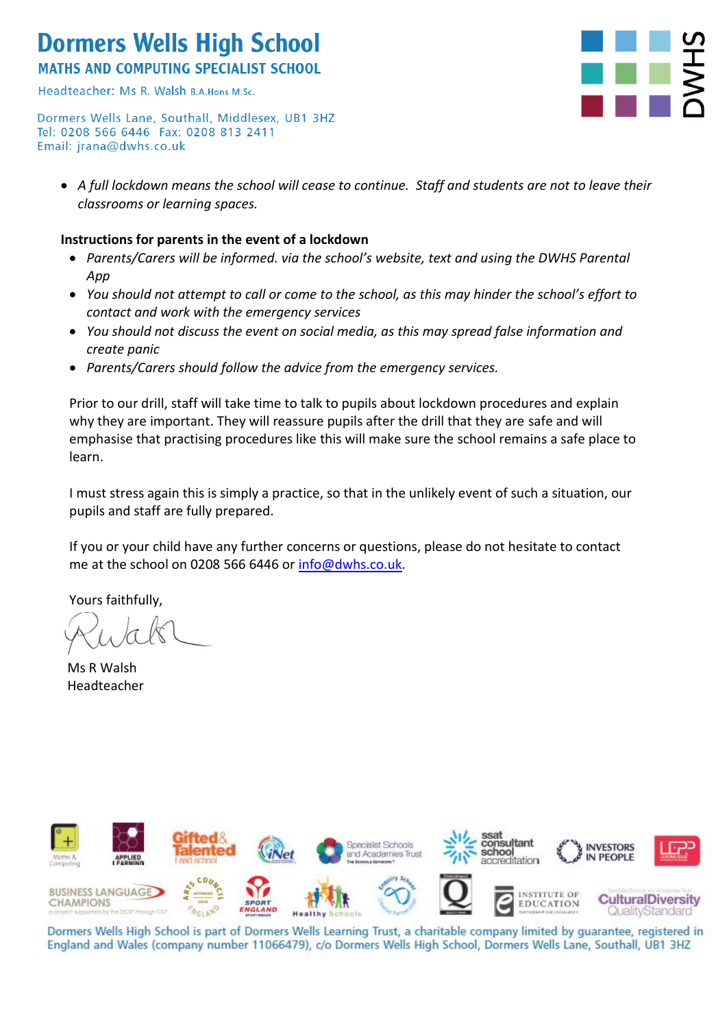# Dormers Wells High School

MATHS AND COMPUTING SPECIALIST SCHOOL

Headteacher: Ms R. Walsh B.A.Hons M.Sc.

Dormers Wells Lane, Southall, Middlesex, UB1 3HZ
Tel: 0208 566 6446 Fax: 0208 813 2411
Email: jrana@dwhs.co.uk

- *A full lockdown means the school will cease to continue. Staff and students are not to leave their classrooms or learning spaces.*

**Instructions for parents in the event of a lockdown**

- *Parents/Carers will be informed. via the school's website, text and using the DWHS Parental App*
- *You should not attempt to call or come to the school, as this may hinder the school's effort to contact and work with the emergency services*
- *You should not discuss the event on social media, as this may spread false information and create panic*
- *Parents/Carers should follow the advice from the emergency services.*

Prior to our drill, staff will take time to talk to pupils about lockdown procedures and explain why they are important. They will reassure pupils after the drill that they are safe and will emphasise that practising procedures like this will make sure the school remains a safe place to learn.

I must stress again this is simply a practice, so that in the unlikely event of such a situation, our pupils and staff are fully prepared.

If you or your child have any further concerns or questions, please do not hesitate to contact me at the school on 0208 566 6446 or info@dwhs.co.uk.

Yours faithfully,

Ms R Walsh
Headteacher

Dormers Wells High School is part of Dormers Wells Learning Trust, a charitable company limited by guarantee, registered in England and Wales (company number 11066479), c/o Dormers Wells High School, Dormers Wells Lane, Southall, UB1 3HZ